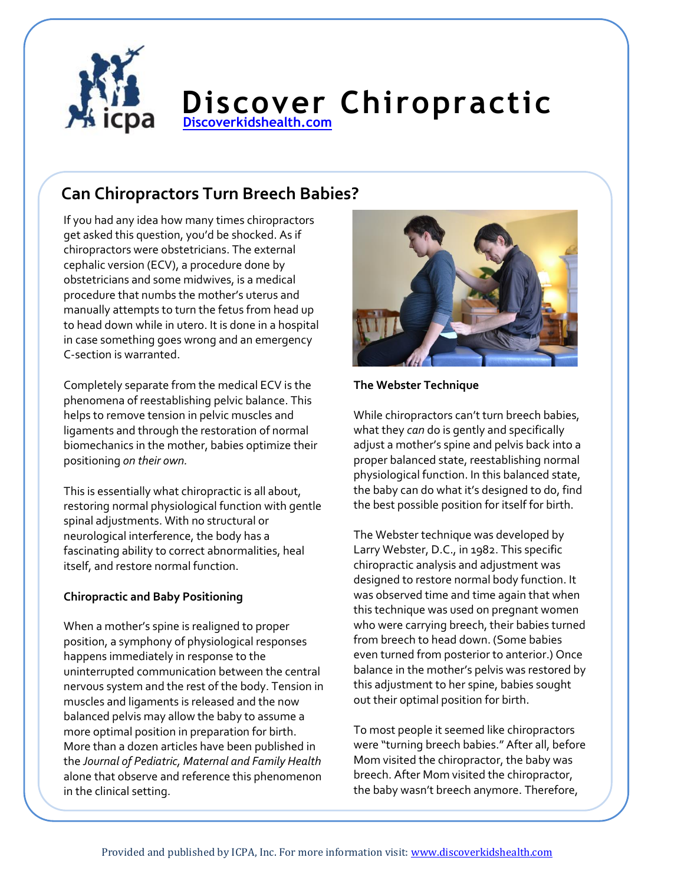# Discover Chiropractic

Discoverkidshealth.com

## Can Chiropractors Turn Breech Babies?

If you had any idea how many times chiropractors get asked this question, you'd be shocked. As if chiropractors were obstetricians. The external cephalic version (ECV), a procedure done by obstetricians and some midwives, is a medical procedure that numbs the mother's uterus and manually attempts to turn the fetus from head up to head down while in utero. It is done in a hospital in case something goes wrong and an emergency C-section is warranted.

Completely separate from the medical ECV is the phenomena of reestablishing pelvic balance. This helps to remove tension in pelvic muscles and ligaments and through the restoration of normal biomechanics in the mother, babies optimize their positioning *on their own.*

This is essentially what chiropractic is all about, restoring normal physiological function with gentle spinal adjustments. With no structural or neurological interference, the body has a fascinating ability to correct abnormalities, heal itself, and restore normal function.

### Chiropractic and Baby Positioning

When a mother's spine is realigned to proper position, a symphony of physiological responses happens immediately in response to the uninterrupted communication between the central nervous system and the rest of the body. Tension in muscles and ligaments is released and the now balanced pelvis may allow the baby to assume a more optimal position in preparation for birth. More than a dozen articles have been published in the *Journal of Pediatric, Maternal and Family Health* alone that observe and reference this phenomenon in the clinical setting.

### The Webster Technique

While chiropractors can't turn breech babies, what they *can* do is gently and specifically adjust a mother's spine and pelvis back into a proper balanced state, reestablishing normal physiological function. In this balanced state, the baby can do what it's designed to do, find the best possible position for itself for birth.

The Webster technique was developed by Larry Webster, D.C., in 1982. This specific chiropractic analysis and adjustment was designed to restore normal body function. It was observed time and time again that when this technique was used on pregnant women who were carrying breech, their babies turned from breech to head down. (Some babies even turned from posterior to anterior.) Once balance in the mother's pelvis was restored by this adjustment to her spine, babies sought out their optimal position for birth.

To most people it seemed like chiropractors were "turning breech babies." After all, before Mom visited the chiropractor, the baby was breech. After Mom visited the chiropractor, the baby wasn't breech anymore. Therefore,

Provided and published by ICPA, Inc. For more information visit: www.discoverkidshealth.com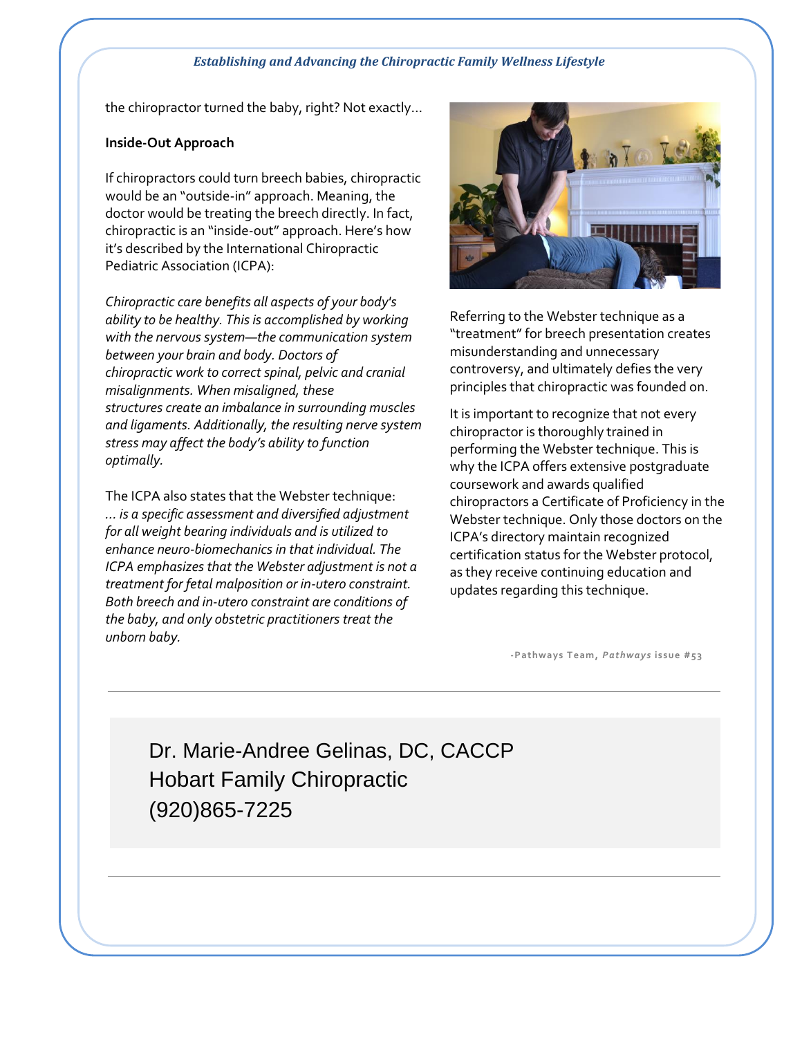the chiropractor turned the baby, right? Not exactly…

**Inside-Out Approach**

If chiropractors could turn breech babies, chiropractic would be an "outside-in" approach. Meaning, the doctor would be treating the breech directly. In fact, chiropractic is an "inside-out" approach. Here's how it's described by the International Chiropractic Pediatric Association (ICPA):

*Chiropractic care benefits all aspects of your body's ability to be healthy. This is accomplished by working with the nervous system—the communication system between your brain and body. Doctors of chiropractic work to correct spinal, pelvic and cranial misalignments. When misaligned, these structures create an imbalance in surrounding muscles and ligaments. Additionally, the resulting nerve system stress may affect the body's ability to function optimally.*

The ICPA also states that the Webster technique:
*… is a specific assessment and diversified adjustment for all weight bearing individuals and is utilized to enhance neuro-biomechanics in that individual. The ICPA emphasizes that the Webster adjustment is not a treatment for fetal malposition or in-utero constraint. Both breech and in-utero constraint are conditions of the baby, and only obstetric practitioners treat the unborn baby.*

Referring to the Webster technique as a "treatment" for breech presentation creates misunderstanding and unnecessary controversy, and ultimately defies the very principles that chiropractic was founded on.

It is important to recognize that not every chiropractor is thoroughly trained in performing the Webster technique. This is why the ICPA offers extensive postgraduate coursework and awards qualified chiropractors a Certificate of Proficiency in the Webster technique. Only those doctors on the ICPA's directory maintain recognized certification status for the Webster protocol, as they receive continuing education and updates regarding this technique.

-Pathways Team, *Pathways* issue #53

---

Dr. Marie-Andree Gelinas, DC, CACCP
Hobart Family Chiropractic
(920)865-7225

---